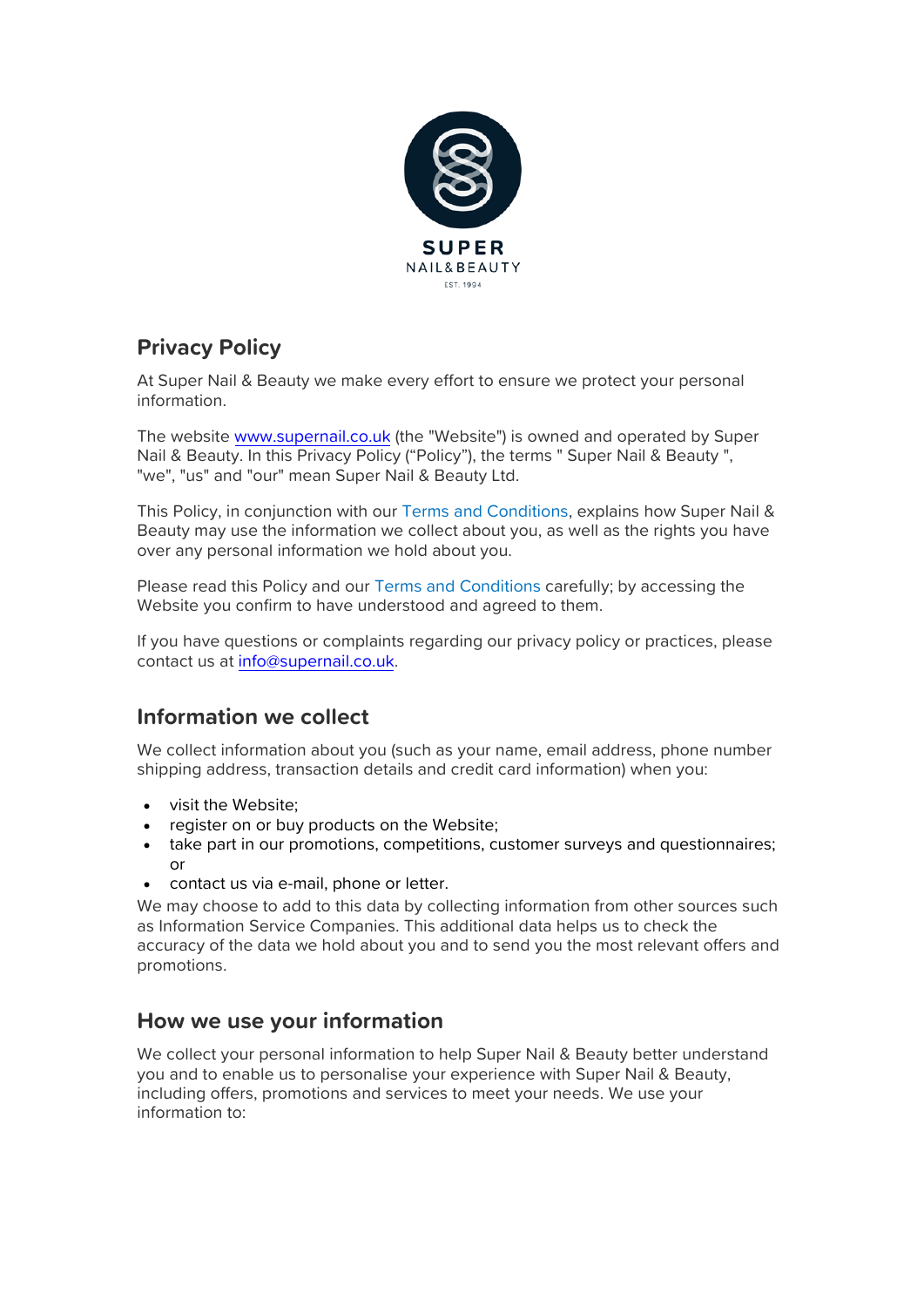SUPER
NAIL&BEAUTY
EST. 1994

## Privacy Policy

At Super Nail & Beauty we make every effort to ensure we protect your personal information.

The website www.supernail.co.uk (the "Website") is owned and operated by Super Nail & Beauty. In this Privacy Policy ("Policy"), the terms " Super Nail & Beauty ", "we", "us" and "our" mean Super Nail & Beauty Ltd.

This Policy, in conjunction with our Terms and Conditions, explains how Super Nail & Beauty may use the information we collect about you, as well as the rights you have over any personal information we hold about you.

Please read this Policy and our Terms and Conditions carefully; by accessing the Website you confirm to have understood and agreed to them.

If you have questions or complaints regarding our privacy policy or practices, please contact us at info@supernail.co.uk.

## Information we collect

We collect information about you (such as your name, email address, phone number shipping address, transaction details and credit card information) when you:

- visit the Website;
- register on or buy products on the Website;
- take part in our promotions, competitions, customer surveys and questionnaires; or
- contact us via e-mail, phone or letter.

We may choose to add to this data by collecting information from other sources such as Information Service Companies. This additional data helps us to check the accuracy of the data we hold about you and to send you the most relevant offers and promotions.

## How we use your information

We collect your personal information to help Super Nail & Beauty better understand you and to enable us to personalise your experience with Super Nail & Beauty, including offers, promotions and services to meet your needs. We use your information to: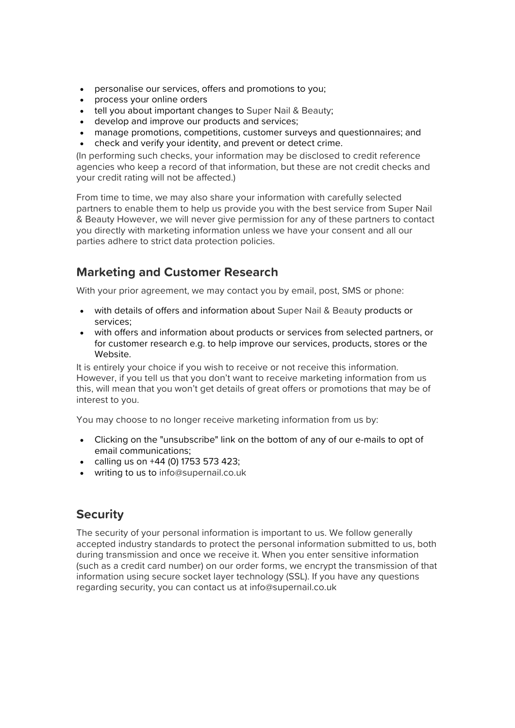- personalise our services, offers and promotions to you;
- process your online orders
- tell you about important changes to Super Nail & Beauty;
- develop and improve our products and services;
- manage promotions, competitions, customer surveys and questionnaires; and
- check and verify your identity, and prevent or detect crime.

(In performing such checks, your information may be disclosed to credit reference agencies who keep a record of that information, but these are not credit checks and your credit rating will not be affected.)

From time to time, we may also share your information with carefully selected partners to enable them to help us provide you with the best service from Super Nail & Beauty However, we will never give permission for any of these partners to contact you directly with marketing information unless we have your consent and all our parties adhere to strict data protection policies.

## Marketing and Customer Research

With your prior agreement, we may contact you by email, post, SMS or phone:

- with details of offers and information about Super Nail & Beauty products or services;
- with offers and information about products or services from selected partners, or for customer research e.g. to help improve our services, products, stores or the Website.

It is entirely your choice if you wish to receive or not receive this information. However, if you tell us that you don't want to receive marketing information from us this, will mean that you won't get details of great offers or promotions that may be of interest to you.

You may choose to no longer receive marketing information from us by:

- Clicking on the "unsubscribe" link on the bottom of any of our e-mails to opt of email communications;
- calling us on +44 (0) 1753 573 423;
- writing to us to info@supernail.co.uk

## Security

The security of your personal information is important to us. We follow generally accepted industry standards to protect the personal information submitted to us, both during transmission and once we receive it. When you enter sensitive information (such as a credit card number) on our order forms, we encrypt the transmission of that information using secure socket layer technology (SSL). If you have any questions regarding security, you can contact us at info@supernail.co.uk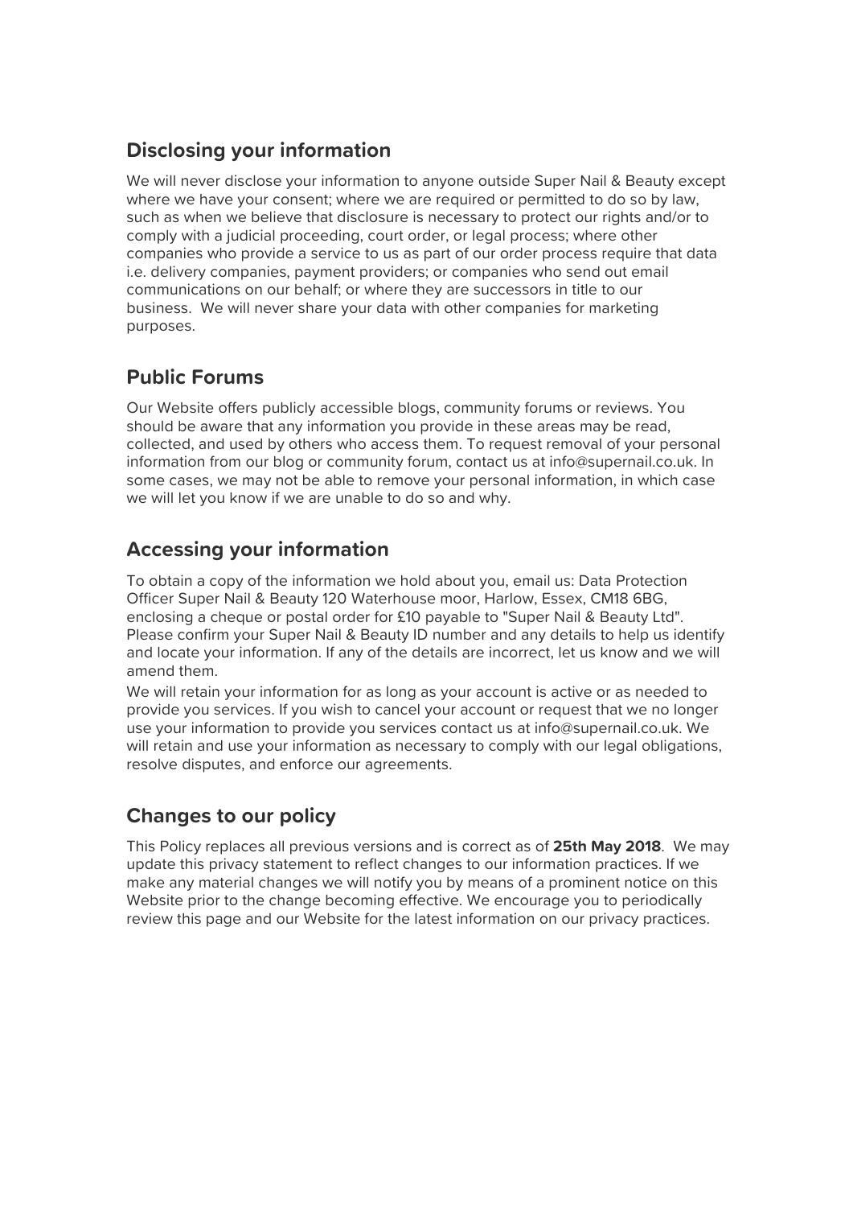## Disclosing your information

We will never disclose your information to anyone outside Super Nail & Beauty except where we have your consent; where we are required or permitted to do so by law, such as when we believe that disclosure is necessary to protect our rights and/or to comply with a judicial proceeding, court order, or legal process; where other companies who provide a service to us as part of our order process require that data i.e. delivery companies, payment providers; or companies who send out email communications on our behalf; or where they are successors in title to our business. We will never share your data with other companies for marketing purposes.

## Public Forums

Our Website offers publicly accessible blogs, community forums or reviews. You should be aware that any information you provide in these areas may be read, collected, and used by others who access them. To request removal of your personal information from our blog or community forum, contact us at info@supernail.co.uk. In some cases, we may not be able to remove your personal information, in which case we will let you know if we are unable to do so and why.

## Accessing your information

To obtain a copy of the information we hold about you, email us: Data Protection Officer Super Nail & Beauty 120 Waterhouse moor, Harlow, Essex, CM18 6BG, enclosing a cheque or postal order for £10 payable to "Super Nail & Beauty Ltd". Please confirm your Super Nail & Beauty ID number and any details to help us identify and locate your information. If any of the details are incorrect, let us know and we will amend them.

We will retain your information for as long as your account is active or as needed to provide you services. If you wish to cancel your account or request that we no longer use your information to provide you services contact us at info@supernail.co.uk. We will retain and use your information as necessary to comply with our legal obligations, resolve disputes, and enforce our agreements.

## Changes to our policy

This Policy replaces all previous versions and is correct as of **25th May 2018**. We may update this privacy statement to reflect changes to our information practices. If we make any material changes we will notify you by means of a prominent notice on this Website prior to the change becoming effective. We encourage you to periodically review this page and our Website for the latest information on our privacy practices.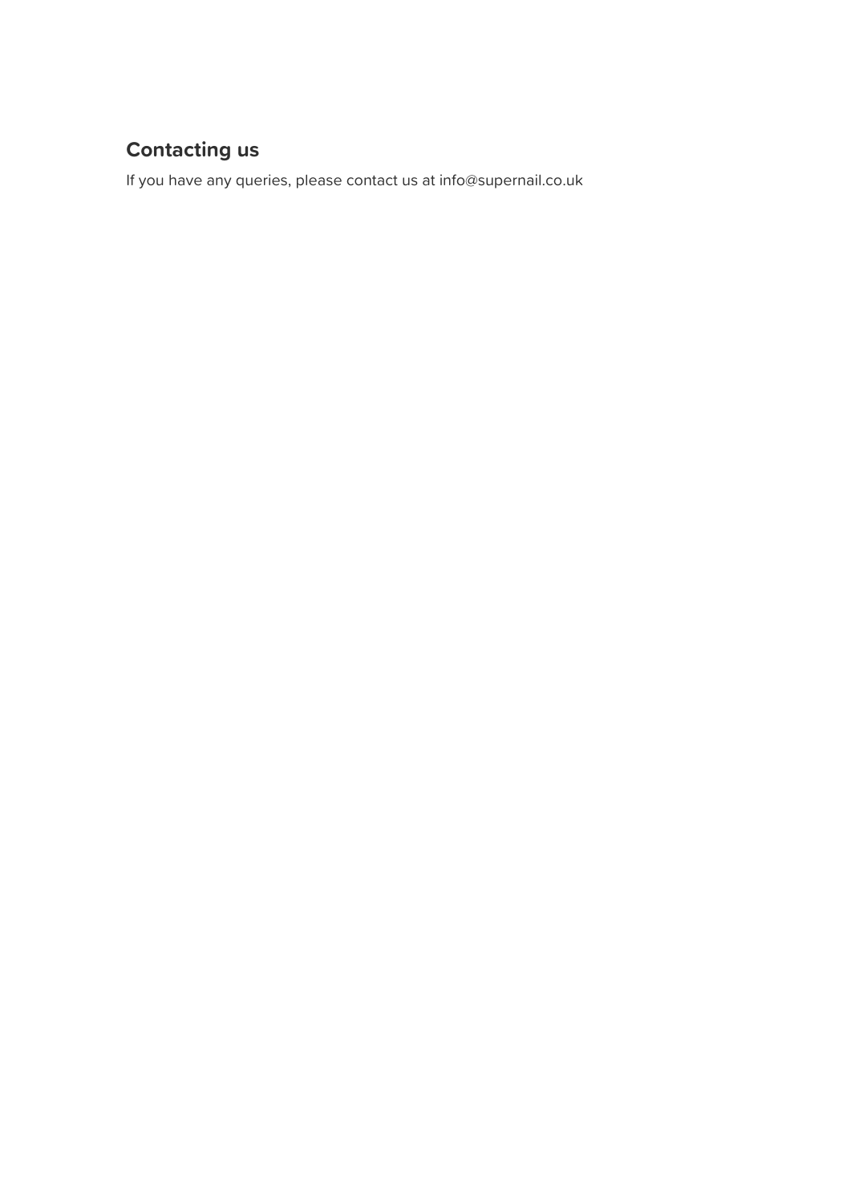## Contacting us

If you have any queries, please contact us at info@supernail.co.uk